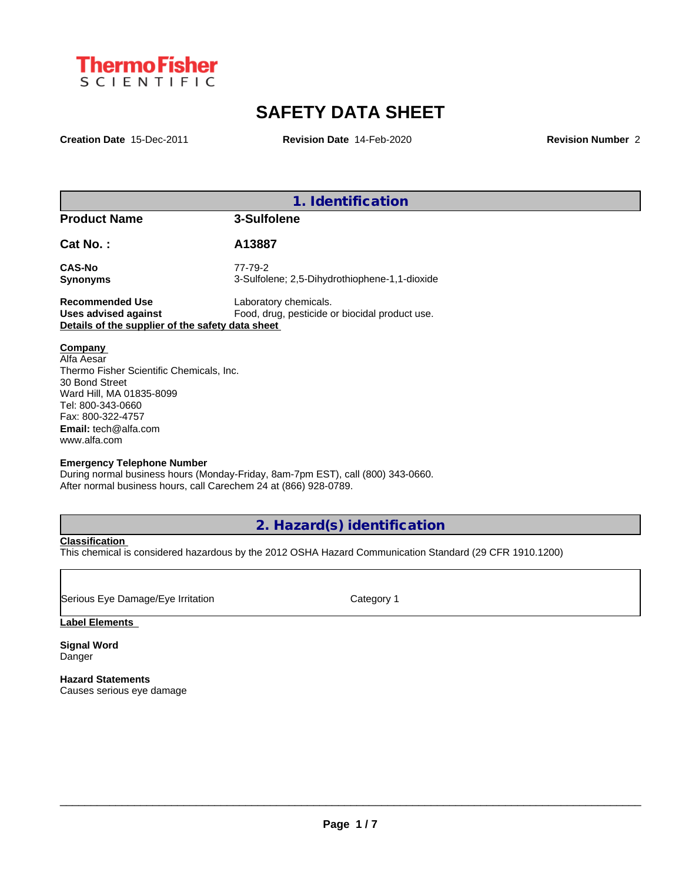ThermoFisher SCIENTIFIC

# SAFETY DATA SHEET

**Creation Date** 15-Dec-2011 **Revision Date** 14-Feb-2020 **Revision Number** 2

## 1. Identification

**Product Name** 3-Sulfolene

**Cat No. :** A13887

**CAS-No** 77-79-2
**Synonyms** 3-Sulfolene; 2,5-Dihydrothiophene-1,1-dioxide

**Recommended Use** Laboratory chemicals.
**Uses advised against** Food, drug, pesticide or biocidal product use.

**Details of the supplier of the safety data sheet**

**Company**
Alfa Aesar
Thermo Fisher Scientific Chemicals, Inc.
30 Bond Street
Ward Hill, MA 01835-8099
Tel: 800-343-0660
Fax: 800-322-4757
**Email:** tech@alfa.com
www.alfa.com

**Emergency Telephone Number**
During normal business hours (Monday-Friday, 8am-7pm EST), call (800) 343-0660.
After normal business hours, call Carechem 24 at (866) 928-0789.

## 2. Hazard(s) identification

**Classification**
This chemical is considered hazardous by the 2012 OSHA Hazard Communication Standard (29 CFR 1910.1200)

| | |
|---|---|
| Serious Eye Damage/Eye Irritation | Category 1 |

**Label Elements**

**Signal Word**
Danger

**Hazard Statements**
Causes serious eye damage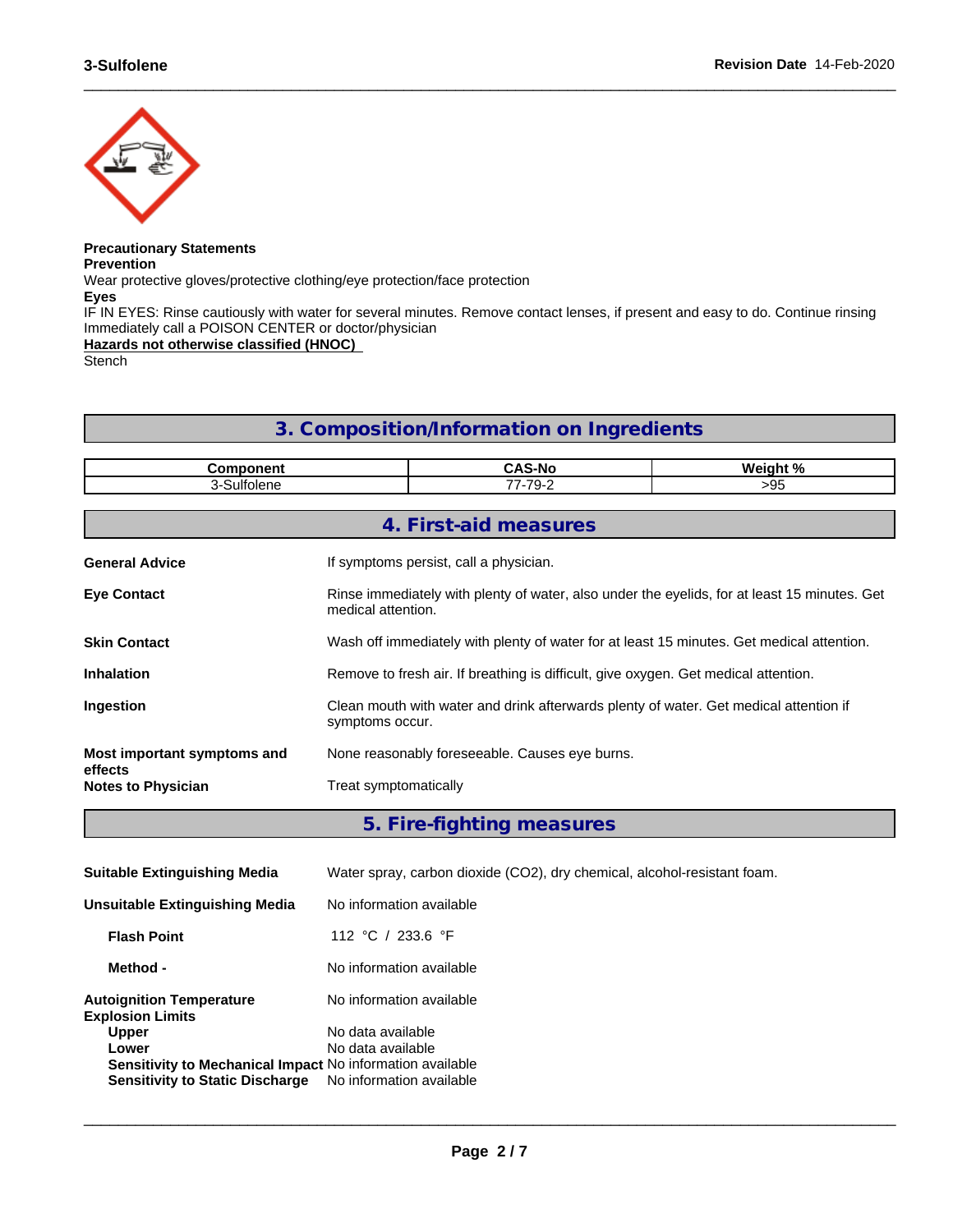**Precautionary Statements**

**Prevention**

Wear protective gloves/protective clothing/eye protection/face protection

**Eyes**

IF IN EYES: Rinse cautiously with water for several minutes. Remove contact lenses, if present and easy to do. Continue rinsing

Immediately call a POISON CENTER or doctor/physician

**Hazards not otherwise classified (HNOC)**

Stench

## 3. Composition/Information on Ingredients

| Component | CAS-No | Weight % |
| --- | --- | --- |
| 3-Sulfolene | 77-79-2 | >95 |

## 4. First-aid measures

**General Advice** — If symptoms persist, call a physician.

**Eye Contact** — Rinse immediately with plenty of water, also under the eyelids, for at least 15 minutes. Get medical attention.

**Skin Contact** — Wash off immediately with plenty of water for at least 15 minutes. Get medical attention.

**Inhalation** — Remove to fresh air. If breathing is difficult, give oxygen. Get medical attention.

**Ingestion** — Clean mouth with water and drink afterwards plenty of water. Get medical attention if symptoms occur.

**Most important symptoms and effects** — None reasonably foreseeable. Causes eye burns.

**Notes to Physician** — Treat symptomatically

## 5. Fire-fighting measures

**Suitable Extinguishing Media** — Water spray, carbon dioxide ($CO_2$), dry chemical, alcohol-resistant foam.

**Unsuitable Extinguishing Media** — No information available

**Flash Point** — 112 °C / 233.6 °F

**Method -** — No information available

**Autoignition Temperature** — No information available

**Explosion Limits**

- **Upper** — No data available
- **Lower** — No data available

**Sensitivity to Mechanical Impact** — No information available

**Sensitivity to Static Discharge** — No information available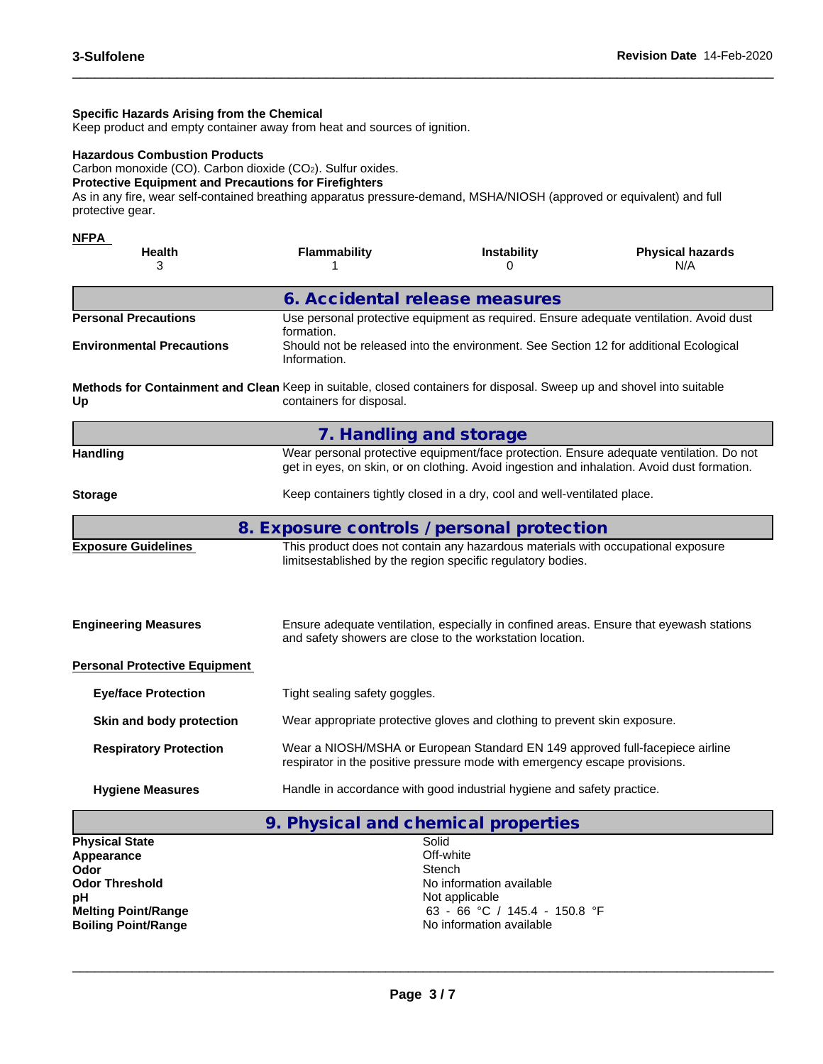**Specific Hazards Arising from the Chemical**
Keep product and empty container away from heat and sources of ignition.

**Hazardous Combustion Products**
Carbon monoxide (CO). Carbon dioxide ($CO_2$). Sulfur oxides.

**Protective Equipment and Precautions for Firefighters**
As in any fire, wear self-contained breathing apparatus pressure-demand, MSHA/NIOSH (approved or equivalent) and full protective gear.

**NFPA**

| Health | Flammability | Instability | Physical hazards |
|---|---|---|---|
| 3 | 1 | 0 | N/A |

## 6. Accidental release measures

**Personal Precautions**: Use personal protective equipment as required. Ensure adequate ventilation. Avoid dust formation.

**Environmental Precautions**: Should not be released into the environment. See Section 12 for additional Ecological Information.

**Methods for Containment and Clean Up**: Keep in suitable, closed containers for disposal. Sweep up and shovel into suitable containers for disposal.

## 7. Handling and storage

**Handling**: Wear personal protective equipment/face protection. Ensure adequate ventilation. Do not get in eyes, on skin, or on clothing. Avoid ingestion and inhalation. Avoid dust formation.

**Storage**: Keep containers tightly closed in a dry, cool and well-ventilated place.

## 8. Exposure controls / personal protection

**Exposure Guidelines**: This product does not contain any hazardous materials with occupational exposure limitsestablished by the region specific regulatory bodies.

**Engineering Measures**: Ensure adequate ventilation, especially in confined areas. Ensure that eyewash stations and safety showers are close to the workstation location.

**Personal Protective Equipment**

- **Eye/face Protection**: Tight sealing safety goggles.
- **Skin and body protection**: Wear appropriate protective gloves and clothing to prevent skin exposure.
- **Respiratory Protection**: Wear a NIOSH/MSHA or European Standard EN 149 approved full-facepiece airline respirator in the positive pressure mode with emergency escape provisions.
- **Hygiene Measures**: Handle in accordance with good industrial hygiene and safety practice.

## 9. Physical and chemical properties

| | |
|---|---|
| **Physical State** | Solid |
| **Appearance** | Off-white |
| **Odor** | Stench |
| **Odor Threshold** | No information available |
| **pH** | Not applicable |
| **Melting Point/Range** | 63 - 66 °C / 145.4 - 150.8 °F |
| **Boiling Point/Range** | No information available |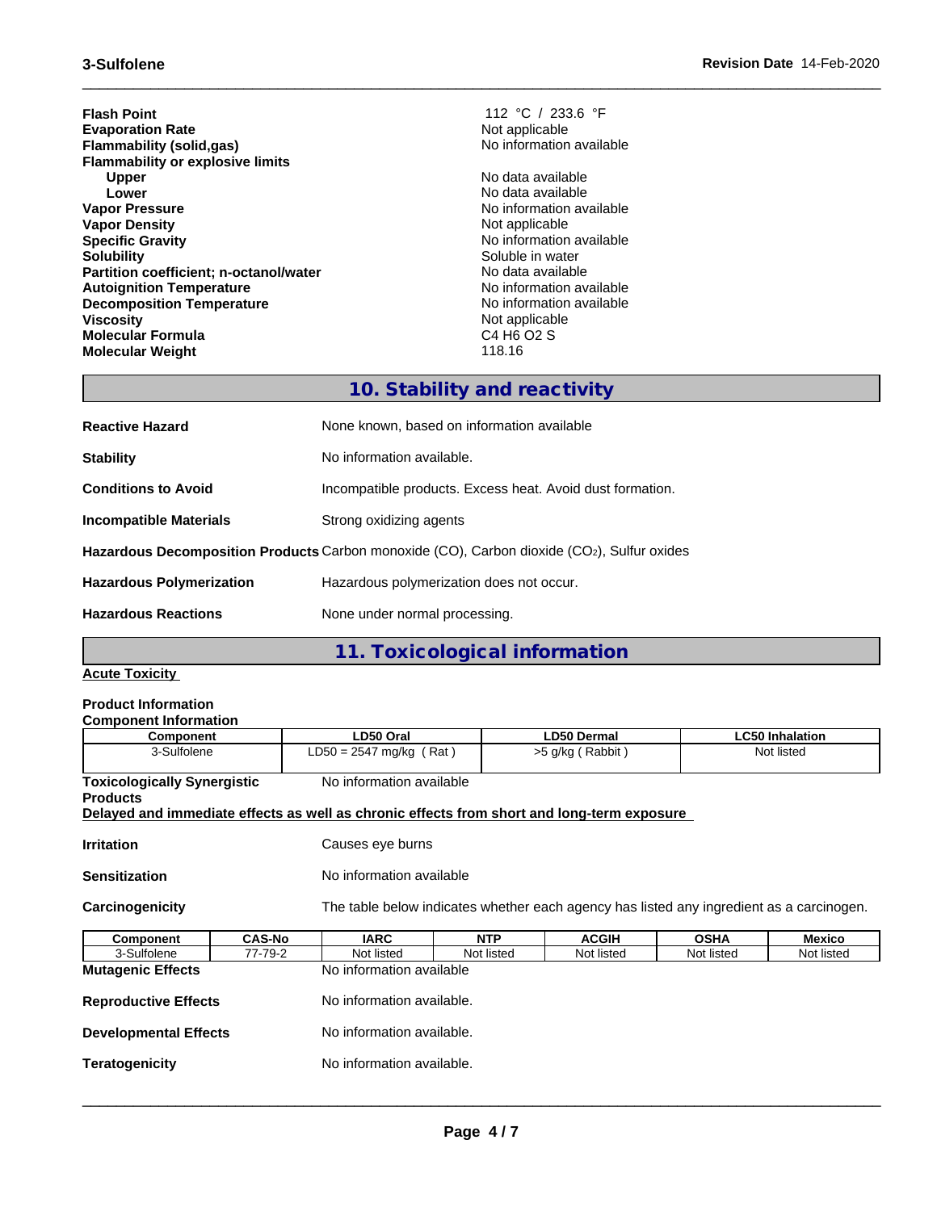| | |
|---|---|
| **Flash Point** | 112 °C / 233.6 °F |
| **Evaporation Rate** | Not applicable |
| **Flammability (solid,gas)** | No information available |
| **Flammability or explosive limits** | |
| **Upper** | No data available |
| **Lower** | No data available |
| **Vapor Pressure** | No information available |
| **Vapor Density** | Not applicable |
| **Specific Gravity** | No information available |
| **Solubility** | Soluble in water |
| **Partition coefficient; n-octanol/water** | No data available |
| **Autoignition Temperature** | No information available |
| **Decomposition Temperature** | No information available |
| **Viscosity** | Not applicable |
| **Molecular Formula** | C4 H6 O2 S |
| **Molecular Weight** | 118.16 |

## 10. Stability and reactivity

**Reactive Hazard** None known, based on information available

**Stability** No information available.

**Conditions to Avoid** Incompatible products. Excess heat. Avoid dust formation.

**Incompatible Materials** Strong oxidizing agents

**Hazardous Decomposition Products** Carbon monoxide (CO), Carbon dioxide ($CO_2$), Sulfur oxides

**Hazardous Polymerization** Hazardous polymerization does not occur.

**Hazardous Reactions** None under normal processing.

## 11. Toxicological information

**Acute Toxicity**

**Product Information**

**Component Information**

| Component | LD50 Oral | LD50 Dermal | LC50 Inhalation |
|---|---|---|---|
| 3-Sulfolene | LD50 = 2547 mg/kg ( Rat ) | >5 g/kg ( Rabbit ) | Not listed |

**Toxicologically Synergistic Products** No information available

**Delayed and immediate effects as well as chronic effects from short and long-term exposure**

**Irritation** Causes eye burns

**Sensitization** No information available

**Carcinogenicity** The table below indicates whether each agency has listed any ingredient as a carcinogen.

| Component | CAS-No | IARC | NTP | ACGIH | OSHA | Mexico |
|---|---|---|---|---|---|---|
| 3-Sulfolene | 77-79-2 | Not listed | Not listed | Not listed | Not listed | Not listed |

**Mutagenic Effects** No information available

**Reproductive Effects** No information available.

**Developmental Effects** No information available.

**Teratogenicity** No information available.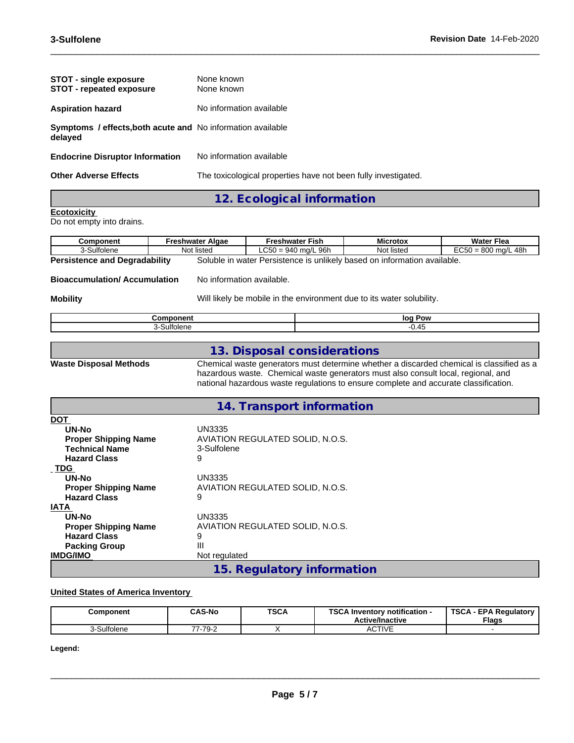| | |
|---|---|
| **STOT - single exposure** | None known |
| **STOT - repeated exposure** | None known |
| **Aspiration hazard** | No information available |
| **Symptoms / effects,both acute and delayed** | No information available |
| **Endocrine Disruptor Information** | No information available |
| **Other Adverse Effects** | The toxicological properties have not been fully investigated. |

## 12. Ecological information

**Ecotoxicity**
Do not empty into drains.

| Component | Freshwater Algae | Freshwater Fish | Microtox | Water Flea |
|---|---|---|---|---|
| 3-Sulfolene | Not listed | LC50 = 940 mg/L 96h | Not listed | EC50 = 800 mg/L 48h |

**Persistence and Degradability** Soluble in water Persistence is unlikely based on information available.

**Bioaccumulation/ Accumulation** No information available.

**Mobility** Will likely be mobile in the environment due to its water solubility.

| Component | log Pow |
|---|---|
| 3-Sulfolene | -0.45 |

## 13. Disposal considerations

**Waste Disposal Methods** Chemical waste generators must determine whether a discarded chemical is classified as a hazardous waste. Chemical waste generators must also consult local, regional, and national hazardous waste regulations to ensure complete and accurate classification.

## 14. Transport information

**DOT**

| | |
|---|---|
| **UN-No** | UN3335 |
| **Proper Shipping Name** | AVIATION REGULATED SOLID, N.O.S. |
| **Technical Name** | 3-Sulfolene |
| **Hazard Class** | 9 |

**TDG**

| | |
|---|---|
| **UN-No** | UN3335 |
| **Proper Shipping Name** | AVIATION REGULATED SOLID, N.O.S. |
| **Hazard Class** | 9 |

**IATA**

| | |
|---|---|
| **UN-No** | UN3335 |
| **Proper Shipping Name** | AVIATION REGULATED SOLID, N.O.S. |
| **Hazard Class** | 9 |
| **Packing Group** | III |

**IMDG/IMO** Not regulated

## 15. Regulatory information

**United States of America Inventory**

| Component | CAS-No | TSCA | TSCA Inventory notification - Active/Inactive | TSCA - EPA Regulatory Flags |
|---|---|---|---|---|
| 3-Sulfolene | 77-79-2 | X | ACTIVE | - |

**Legend:**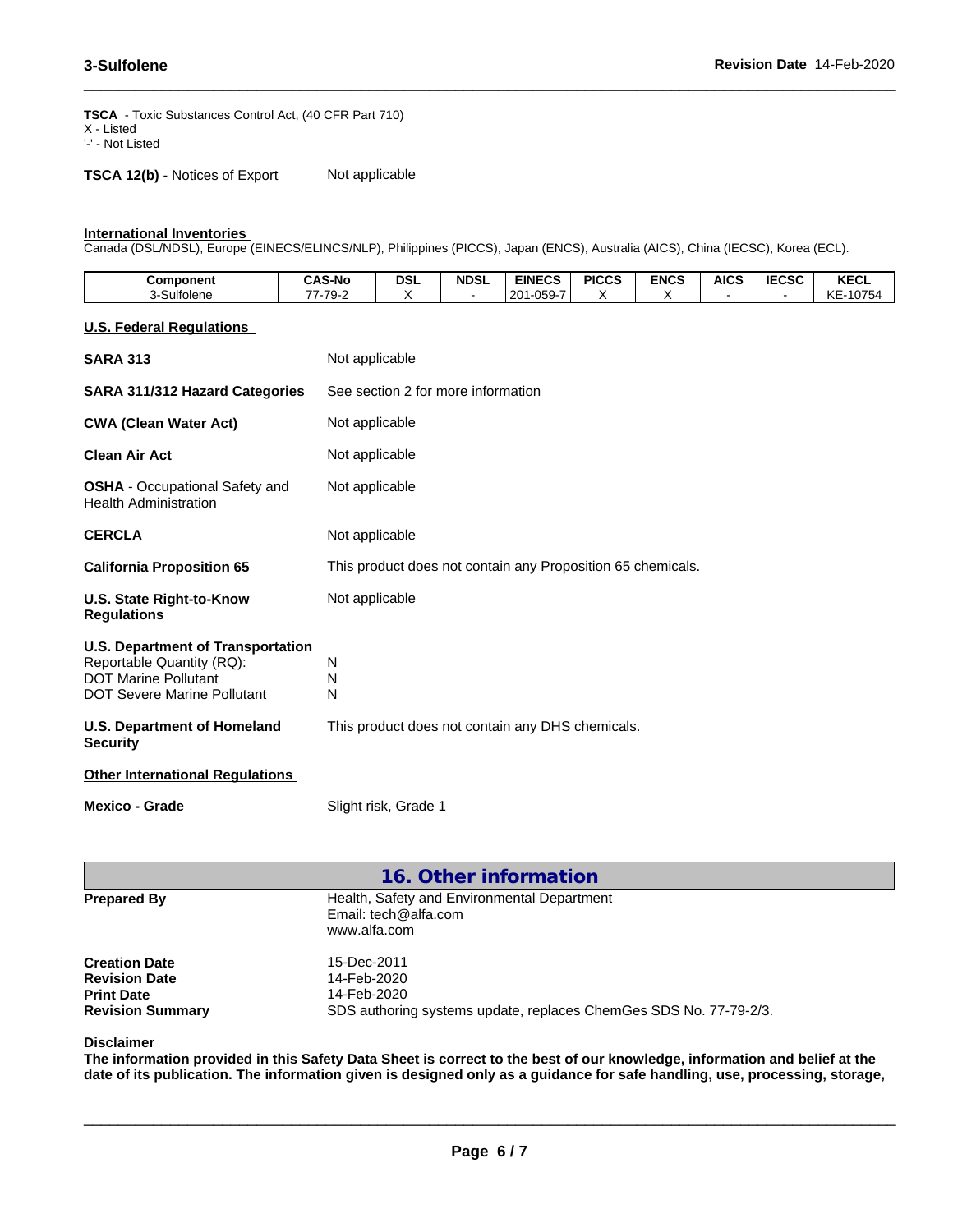**TSCA** - Toxic Substances Control Act, (40 CFR Part 710)
X - Listed
'-' - Not Listed

**TSCA 12(b)** - Notices of Export　　Not applicable

**International Inventories**
Canada (DSL/NDSL), Europe (EINECS/ELINCS/NLP), Philippines (PICCS), Japan (ENCS), Australia (AICS), China (IECSC), Korea (ECL).

| Component | CAS-No | DSL | NDSL | EINECS | PICCS | ENCS | AICS | IECSC | KECL |
|---|---|---|---|---|---|---|---|---|---|
| 3-Sulfolene | 77-79-2 | X | - | 201-059-7 | X | X | - | - | KE-10754 |

**U.S. Federal Regulations**

| | |
|---|---|
| **SARA 313** | Not applicable |
| **SARA 311/312 Hazard Categories** | See section 2 for more information |
| **CWA (Clean Water Act)** | Not applicable |
| **Clean Air Act** | Not applicable |
| **OSHA** - Occupational Safety and Health Administration | Not applicable |
| **CERCLA** | Not applicable |
| **California Proposition 65** | This product does not contain any Proposition 65 chemicals. |
| **U.S. State Right-to-Know Regulations** | Not applicable |

**U.S. Department of Transportation**
Reportable Quantity (RQ): N
DOT Marine Pollutant N
DOT Severe Marine Pollutant N

**U.S. Department of Homeland Security**　　This product does not contain any DHS chemicals.

**Other International Regulations**

**Mexico - Grade**　　Slight risk, Grade 1

## 16. Other information

**Prepared By**　　Health, Safety and Environmental Department
Email: tech@alfa.com
www.alfa.com

**Creation Date**　　15-Dec-2011
**Revision Date**　　14-Feb-2020
**Print Date**　　14-Feb-2020
**Revision Summary**　　SDS authoring systems update, replaces ChemGes SDS No. 77-79-2/3.

**Disclaimer**
**The information provided in this Safety Data Sheet is correct to the best of our knowledge, information and belief at the date of its publication. The information given is designed only as a guidance for safe handling, use, processing, storage,**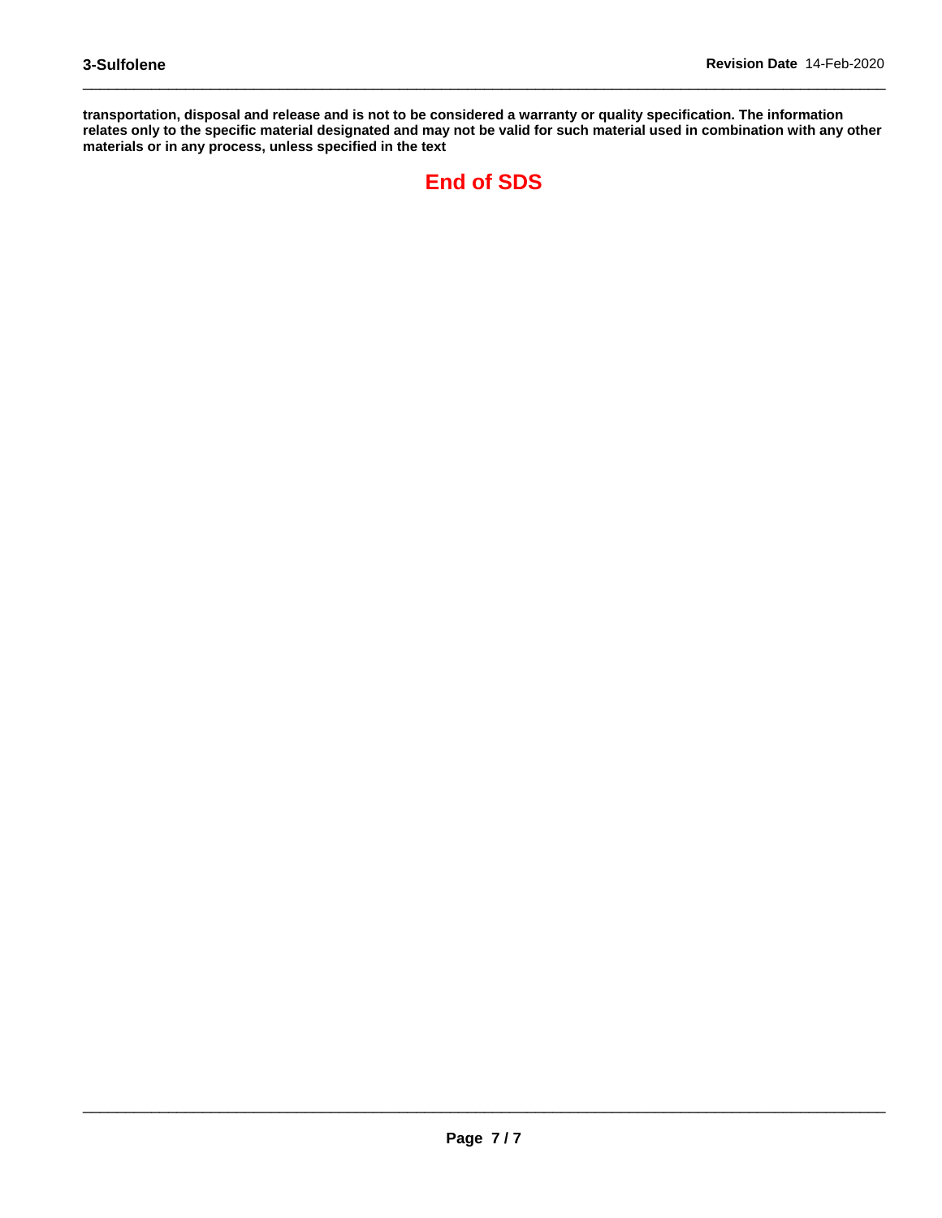**transportation, disposal and release and is not to be considered a warranty or quality specification. The information relates only to the specific material designated and may not be valid for such material used in combination with any other materials or in any process, unless specified in the text**

## End of SDS